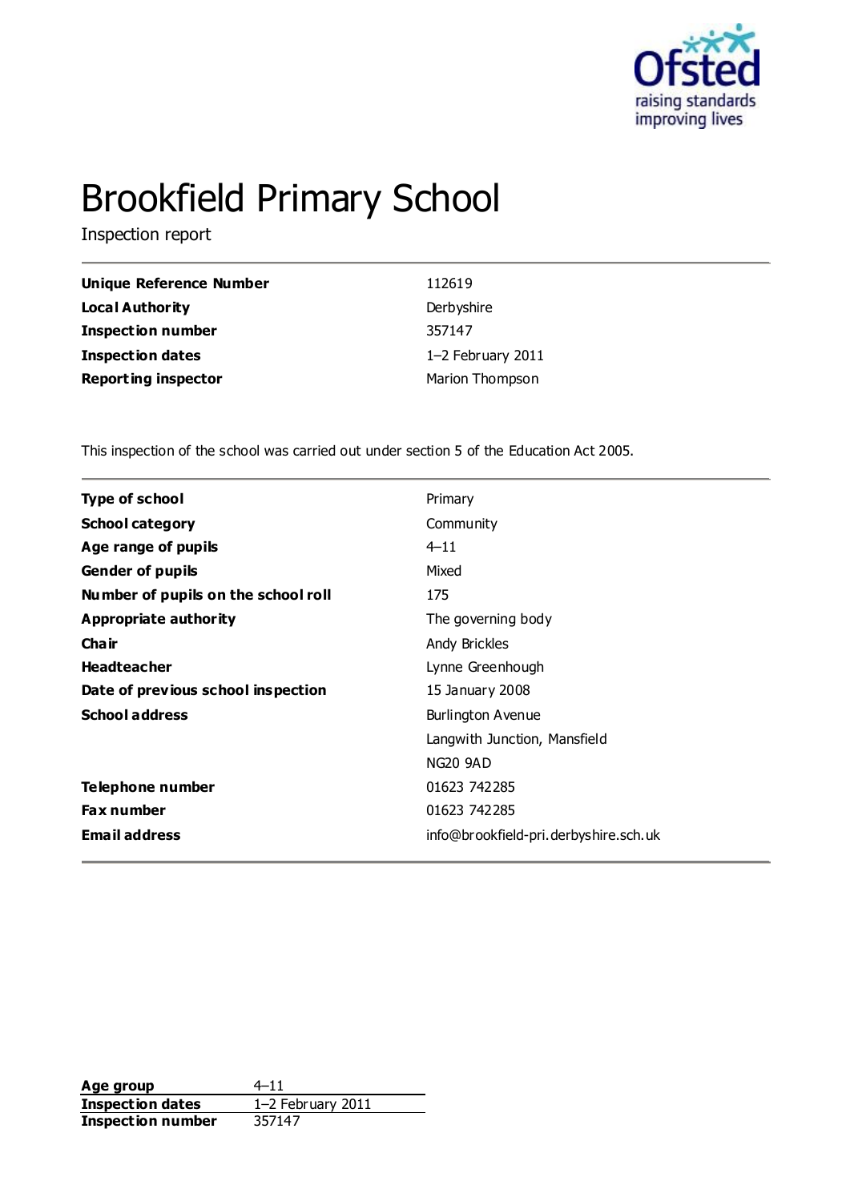# Brookfield Primary School

Inspection report

| | |
|---|---|
| **Unique Reference Number** | 112619 |
| **Local Authority** | Derbyshire |
| **Inspection number** | 357147 |
| **Inspection dates** | 1–2 February 2011 |
| **Reporting inspector** | Marion Thompson |

This inspection of the school was carried out under section 5 of the Education Act 2005.

| | |
|---|---|
| **Type of school** | Primary |
| **School category** | Community |
| **Age range of pupils** | 4–11 |
| **Gender of pupils** | Mixed |
| **Number of pupils on the school roll** | 175 |
| **Appropriate authority** | The governing body |
| **Chair** | Andy Brickles |
| **Headteacher** | Lynne Greenhough |
| **Date of previous school inspection** | 15 January 2008 |
| **School address** | Burlington Avenue<br>Langwith Junction, Mansfield<br>NG20 9AD |
| **Telephone number** | 01623 742285 |
| **Fax number** | 01623 742285 |
| **Email address** | info@brookfield-pri.derbyshire.sch.uk |

| | |
|---|---|
| **Age group** | 4–11 |
| **Inspection dates** | 1–2 February 2011 |
| **Inspection number** | 357147 |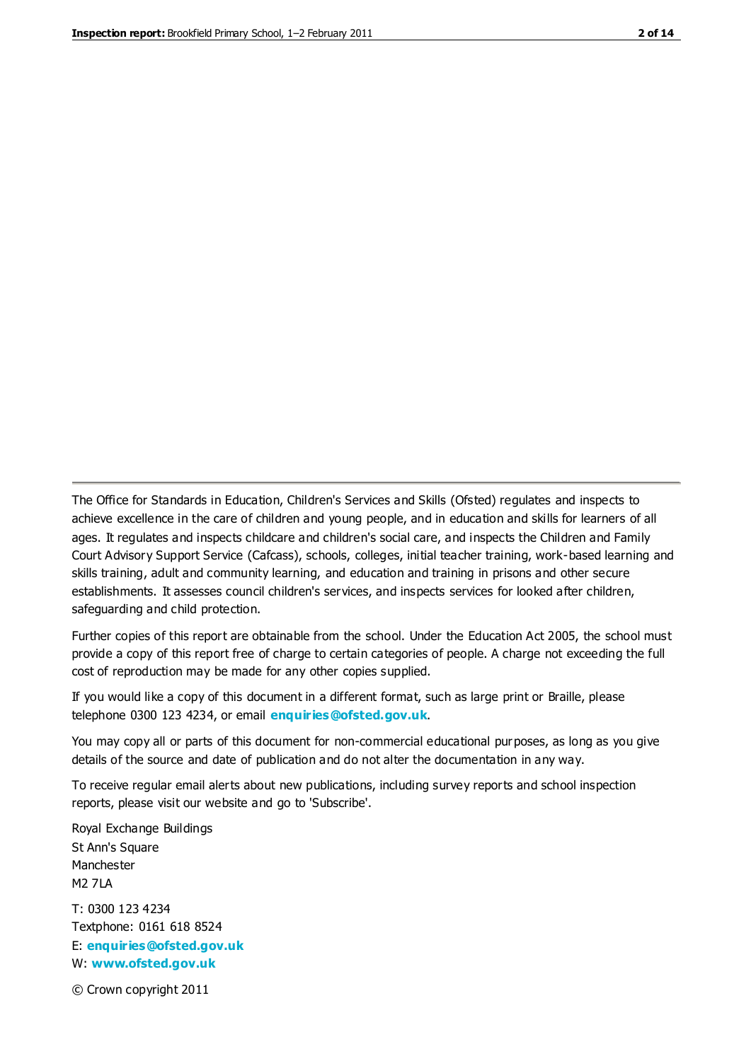The Office for Standards in Education, Children's Services and Skills (Ofsted) regulates and inspects to achieve excellence in the care of children and young people, and in education and skills for learners of all ages. It regulates and inspects childcare and children's social care, and inspects the Children and Family Court Advisory Support Service (Cafcass), schools, colleges, initial teacher training, work-based learning and skills training, adult and community learning, and education and training in prisons and other secure establishments. It assesses council children's services, and inspects services for looked after children, safeguarding and child protection.

Further copies of this report are obtainable from the school. Under the Education Act 2005, the school must provide a copy of this report free of charge to certain categories of people. A charge not exceeding the full cost of reproduction may be made for any other copies supplied.

If you would like a copy of this document in a different format, such as large print or Braille, please telephone 0300 123 4234, or email **enquiries@ofsted.gov.uk**.

You may copy all or parts of this document for non-commercial educational purposes, as long as you give details of the source and date of publication and do not alter the documentation in any way.

To receive regular email alerts about new publications, including survey reports and school inspection reports, please visit our website and go to 'Subscribe'.

Royal Exchange Buildings
St Ann's Square
Manchester
M2 7LA

T: 0300 123 4234
Textphone: 0161 618 8524
E: **enquiries@ofsted.gov.uk**
W: **www.ofsted.gov.uk**

© Crown copyright 2011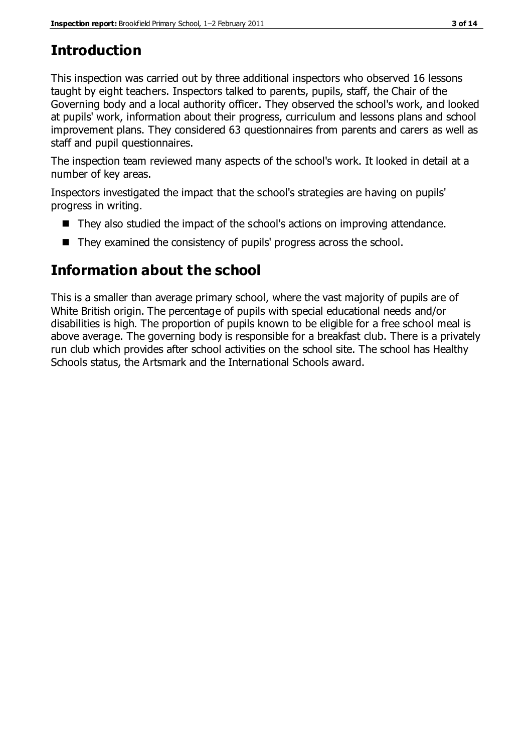## Introduction

This inspection was carried out by three additional inspectors who observed 16 lessons taught by eight teachers. Inspectors talked to parents, pupils, staff, the Chair of the Governing body and a local authority officer. They observed the school's work, and looked at pupils' work, information about their progress, curriculum and lessons plans and school improvement plans. They considered 63 questionnaires from parents and carers as well as staff and pupil questionnaires.

The inspection team reviewed many aspects of the school's work. It looked in detail at a number of key areas.

Inspectors investigated the impact that the school's strategies are having on pupils' progress in writing.

- They also studied the impact of the school's actions on improving attendance.
- They examined the consistency of pupils' progress across the school.

## Information about the school

This is a smaller than average primary school, where the vast majority of pupils are of White British origin. The percentage of pupils with special educational needs and/or disabilities is high. The proportion of pupils known to be eligible for a free school meal is above average. The governing body is responsible for a breakfast club. There is a privately run club which provides after school activities on the school site. The school has Healthy Schools status, the Artsmark and the International Schools award.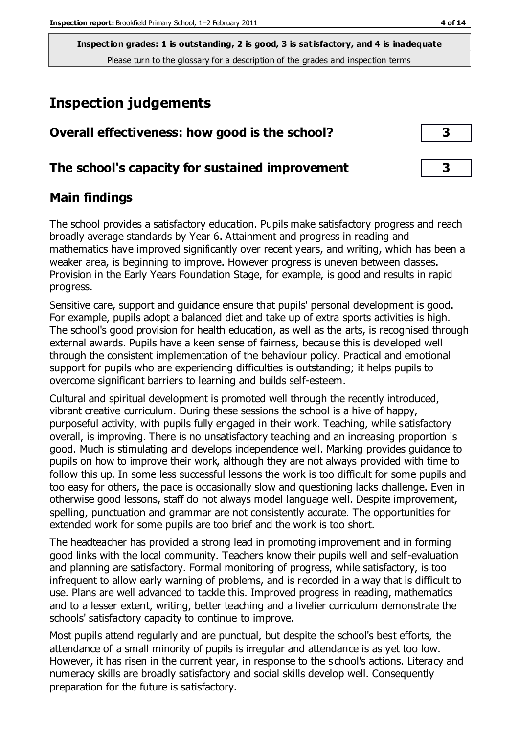**Inspection grades: 1 is outstanding, 2 is good, 3 is satisfactory, and 4 is inadequate**
Please turn to the glossary for a description of the grades and inspection terms

# Inspection judgements

| Overall effectiveness: how good is the school? | 3 |
|---|---|
| The school's capacity for sustained improvement | 3 |

## Main findings

The school provides a satisfactory education. Pupils make satisfactory progress and reach broadly average standards by Year 6. Attainment and progress in reading and mathematics have improved significantly over recent years, and writing, which has been a weaker area, is beginning to improve. However progress is uneven between classes. Provision in the Early Years Foundation Stage, for example, is good and results in rapid progress.

Sensitive care, support and guidance ensure that pupils' personal development is good. For example, pupils adopt a balanced diet and take up of extra sports activities is high. The school's good provision for health education, as well as the arts, is recognised through external awards. Pupils have a keen sense of fairness, because this is developed well through the consistent implementation of the behaviour policy. Practical and emotional support for pupils who are experiencing difficulties is outstanding; it helps pupils to overcome significant barriers to learning and builds self-esteem.

Cultural and spiritual development is promoted well through the recently introduced, vibrant creative curriculum. During these sessions the school is a hive of happy, purposeful activity, with pupils fully engaged in their work. Teaching, while satisfactory overall, is improving. There is no unsatisfactory teaching and an increasing proportion is good. Much is stimulating and develops independence well. Marking provides guidance to pupils on how to improve their work, although they are not always provided with time to follow this up. In some less successful lessons the work is too difficult for some pupils and too easy for others, the pace is occasionally slow and questioning lacks challenge. Even in otherwise good lessons, staff do not always model language well. Despite improvement, spelling, punctuation and grammar are not consistently accurate. The opportunities for extended work for some pupils are too brief and the work is too short.

The headteacher has provided a strong lead in promoting improvement and in forming good links with the local community. Teachers know their pupils well and self-evaluation and planning are satisfactory. Formal monitoring of progress, while satisfactory, is too infrequent to allow early warning of problems, and is recorded in a way that is difficult to use. Plans are well advanced to tackle this. Improved progress in reading, mathematics and to a lesser extent, writing, better teaching and a livelier curriculum demonstrate the schools' satisfactory capacity to continue to improve.

Most pupils attend regularly and are punctual, but despite the school's best efforts, the attendance of a small minority of pupils is irregular and attendance is as yet too low. However, it has risen in the current year, in response to the school's actions. Literacy and numeracy skills are broadly satisfactory and social skills develop well. Consequently preparation for the future is satisfactory.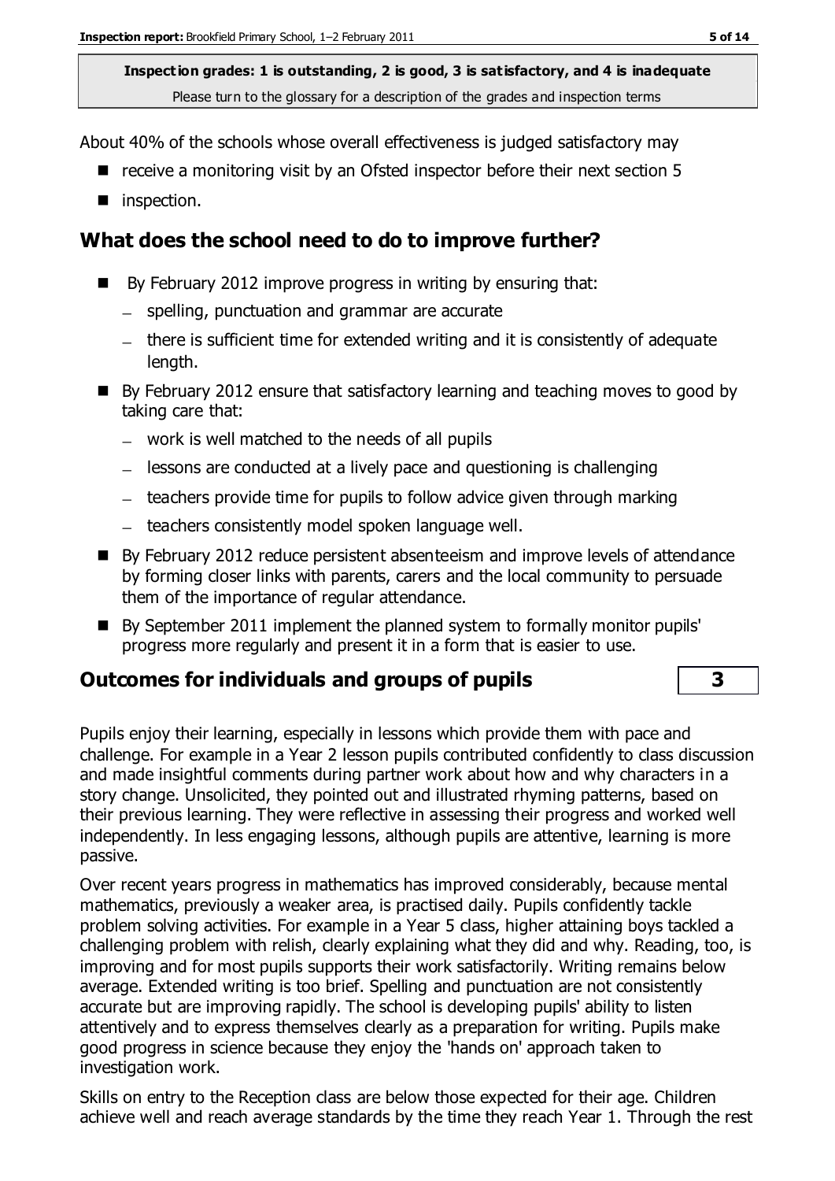**Inspection grades: 1 is outstanding, 2 is good, 3 is satisfactory, and 4 is inadequate**
Please turn to the glossary for a description of the grades and inspection terms

About 40% of the schools whose overall effectiveness is judged satisfactory may

- receive a monitoring visit by an Ofsted inspector before their next section 5
- inspection.

## What does the school need to do to improve further?

- By February 2012 improve progress in writing by ensuring that:
  - spelling, punctuation and grammar are accurate
  - there is sufficient time for extended writing and it is consistently of adequate length.
- By February 2012 ensure that satisfactory learning and teaching moves to good by taking care that:
  - work is well matched to the needs of all pupils
  - lessons are conducted at a lively pace and questioning is challenging
  - teachers provide time for pupils to follow advice given through marking
  - teachers consistently model spoken language well.
- By February 2012 reduce persistent absenteeism and improve levels of attendance by forming closer links with parents, carers and the local community to persuade them of the importance of regular attendance.
- By September 2011 implement the planned system to formally monitor pupils' progress more regularly and present it in a form that is easier to use.

## Outcomes for individuals and groups of pupils | 3

Pupils enjoy their learning, especially in lessons which provide them with pace and challenge. For example in a Year 2 lesson pupils contributed confidently to class discussion and made insightful comments during partner work about how and why characters in a story change. Unsolicited, they pointed out and illustrated rhyming patterns, based on their previous learning. They were reflective in assessing their progress and worked well independently. In less engaging lessons, although pupils are attentive, learning is more passive.

Over recent years progress in mathematics has improved considerably, because mental mathematics, previously a weaker area, is practised daily. Pupils confidently tackle problem solving activities. For example in a Year 5 class, higher attaining boys tackled a challenging problem with relish, clearly explaining what they did and why. Reading, too, is improving and for most pupils supports their work satisfactorily. Writing remains below average. Extended writing is too brief. Spelling and punctuation are not consistently accurate but are improving rapidly. The school is developing pupils' ability to listen attentively and to express themselves clearly as a preparation for writing. Pupils make good progress in science because they enjoy the 'hands on' approach taken to investigation work.

Skills on entry to the Reception class are below those expected for their age. Children achieve well and reach average standards by the time they reach Year 1. Through the rest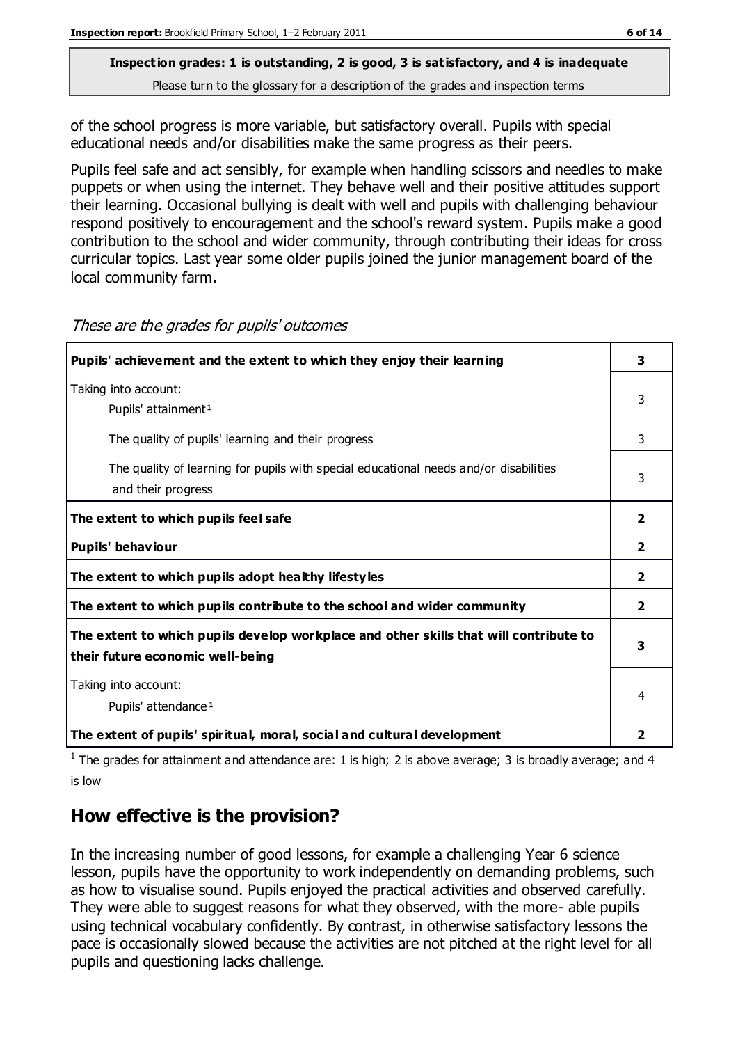of the school progress is more variable, but satisfactory overall. Pupils with special educational needs and/or disabilities make the same progress as their peers.

Pupils feel safe and act sensibly, for example when handling scissors and needles to make puppets or when using the internet. They behave well and their positive attitudes support their learning. Occasional bullying is dealt with well and pupils with challenging behaviour respond positively to encouragement and the school's reward system. Pupils make a good contribution to the school and wider community, through contributing their ideas for cross curricular topics. Last year some older pupils joined the junior management board of the local community farm.

*These are the grades for pupils' outcomes*

| | |
|---|---|
| **Pupils' achievement and the extent to which they enjoy their learning** | **3** |
| Taking into account: Pupils' attainment[1] | 3 |
| The quality of pupils' learning and their progress | 3 |
| The quality of learning for pupils with special educational needs and/or disabilities and their progress | 3 |
| **The extent to which pupils feel safe** | **2** |
| **Pupils' behaviour** | **2** |
| **The extent to which pupils adopt healthy lifestyles** | **2** |
| **The extent to which pupils contribute to the school and wider community** | **2** |
| **The extent to which pupils develop workplace and other skills that will contribute to their future economic well-being** | **3** |
| Taking into account: Pupils' attendance[1] | 4 |
| **The extent of pupils' spiritual, moral, social and cultural development** | **2** |

[1] The grades for attainment and attendance are: 1 is high; 2 is above average; 3 is broadly average; and 4 is low

## How effective is the provision?

In the increasing number of good lessons, for example a challenging Year 6 science lesson, pupils have the opportunity to work independently on demanding problems, such as how to visualise sound. Pupils enjoyed the practical activities and observed carefully. They were able to suggest reasons for what they observed, with the more- able pupils using technical vocabulary confidently. By contrast, in otherwise satisfactory lessons the pace is occasionally slowed because the activities are not pitched at the right level for all pupils and questioning lacks challenge.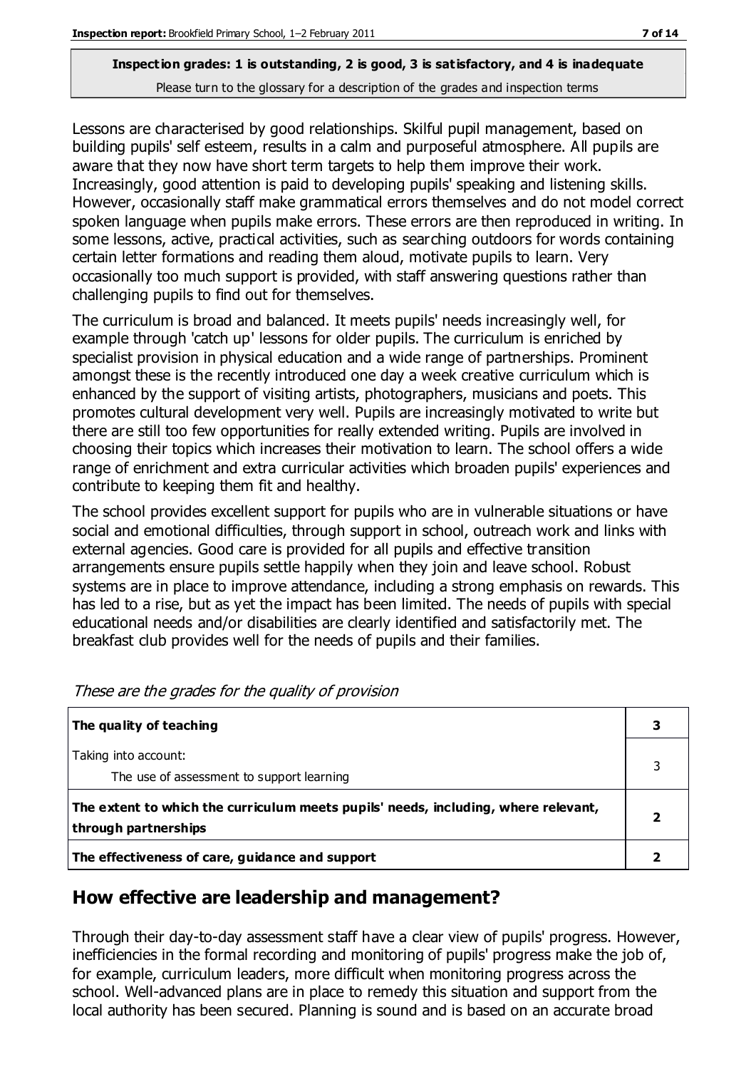**Inspection grades: 1 is outstanding, 2 is good, 3 is satisfactory, and 4 is inadequate**
Please turn to the glossary for a description of the grades and inspection terms

Lessons are characterised by good relationships. Skilful pupil management, based on building pupils' self esteem, results in a calm and purposeful atmosphere. All pupils are aware that they now have short term targets to help them improve their work. Increasingly, good attention is paid to developing pupils' speaking and listening skills. However, occasionally staff make grammatical errors themselves and do not model correct spoken language when pupils make errors. These errors are then reproduced in writing. In some lessons, active, practical activities, such as searching outdoors for words containing certain letter formations and reading them aloud, motivate pupils to learn. Very occasionally too much support is provided, with staff answering questions rather than challenging pupils to find out for themselves.

The curriculum is broad and balanced. It meets pupils' needs increasingly well, for example through 'catch up' lessons for older pupils. The curriculum is enriched by specialist provision in physical education and a wide range of partnerships. Prominent amongst these is the recently introduced one day a week creative curriculum which is enhanced by the support of visiting artists, photographers, musicians and poets. This promotes cultural development very well. Pupils are increasingly motivated to write but there are still too few opportunities for really extended writing. Pupils are involved in choosing their topics which increases their motivation to learn. The school offers a wide range of enrichment and extra curricular activities which broaden pupils' experiences and contribute to keeping them fit and healthy.

The school provides excellent support for pupils who are in vulnerable situations or have social and emotional difficulties, through support in school, outreach work and links with external agencies. Good care is provided for all pupils and effective transition arrangements ensure pupils settle happily when they join and leave school. Robust systems are in place to improve attendance, including a strong emphasis on rewards. This has led to a rise, but as yet the impact has been limited. The needs of pupils with special educational needs and/or disabilities are clearly identified and satisfactorily met. The breakfast club provides well for the needs of pupils and their families.

*These are the grades for the quality of provision*

| | |
|---|---|
| **The quality of teaching** | **3** |
| Taking into account:<br>The use of assessment to support learning | 3 |
| **The extent to which the curriculum meets pupils' needs, including, where relevant, through partnerships** | **2** |
| **The effectiveness of care, guidance and support** | **2** |

## How effective are leadership and management?

Through their day-to-day assessment staff have a clear view of pupils' progress. However, inefficiencies in the formal recording and monitoring of pupils' progress make the job of, for example, curriculum leaders, more difficult when monitoring progress across the school. Well-advanced plans are in place to remedy this situation and support from the local authority has been secured. Planning is sound and is based on an accurate broad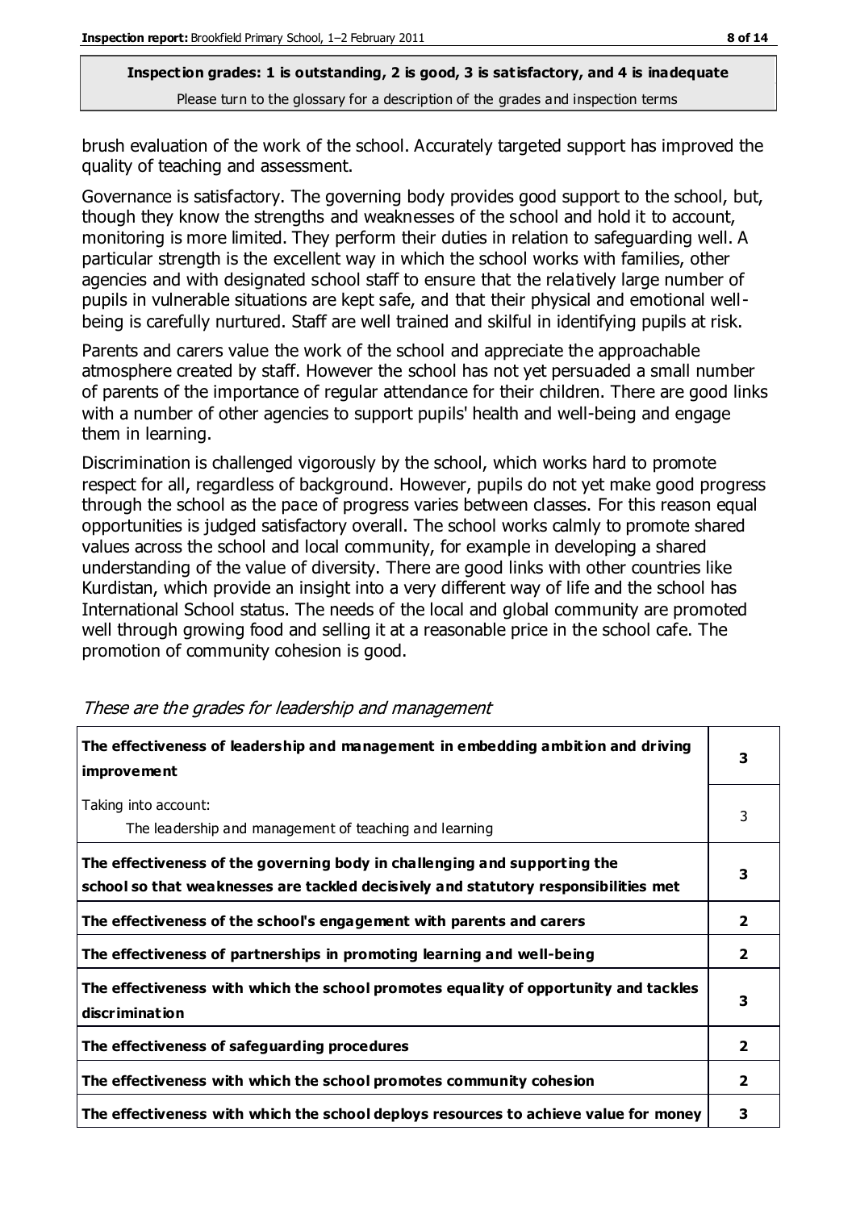brush evaluation of the work of the school. Accurately targeted support has improved the quality of teaching and assessment.

Governance is satisfactory. The governing body provides good support to the school, but, though they know the strengths and weaknesses of the school and hold it to account, monitoring is more limited. They perform their duties in relation to safeguarding well. A particular strength is the excellent way in which the school works with families, other agencies and with designated school staff to ensure that the relatively large number of pupils in vulnerable situations are kept safe, and that their physical and emotional well-being is carefully nurtured. Staff are well trained and skilful in identifying pupils at risk.

Parents and carers value the work of the school and appreciate the approachable atmosphere created by staff. However the school has not yet persuaded a small number of parents of the importance of regular attendance for their children. There are good links with a number of other agencies to support pupils' health and well-being and engage them in learning.

Discrimination is challenged vigorously by the school, which works hard to promote respect for all, regardless of background. However, pupils do not yet make good progress through the school as the pace of progress varies between classes. For this reason equal opportunities is judged satisfactory overall. The school works calmly to promote shared values across the school and local community, for example in developing a shared understanding of the value of diversity. There are good links with other countries like Kurdistan, which provide an insight into a very different way of life and the school has International School status. The needs of the local and global community are promoted well through growing food and selling it at a reasonable price in the school cafe. The promotion of community cohesion is good.

*These are the grades for leadership and management*

| | |
|---|---|
| **The effectiveness of leadership and management in embedding ambition and driving improvement** | **3** |
| Taking into account:<br>The leadership and management of teaching and learning | 3 |
| **The effectiveness of the governing body in challenging and supporting the school so that weaknesses are tackled decisively and statutory responsibilities met** | **3** |
| **The effectiveness of the school's engagement with parents and carers** | **2** |
| **The effectiveness of partnerships in promoting learning and well-being** | **2** |
| **The effectiveness with which the school promotes equality of opportunity and tackles discrimination** | **3** |
| **The effectiveness of safeguarding procedures** | **2** |
| **The effectiveness with which the school promotes community cohesion** | **2** |
| **The effectiveness with which the school deploys resources to achieve value for money** | **3** |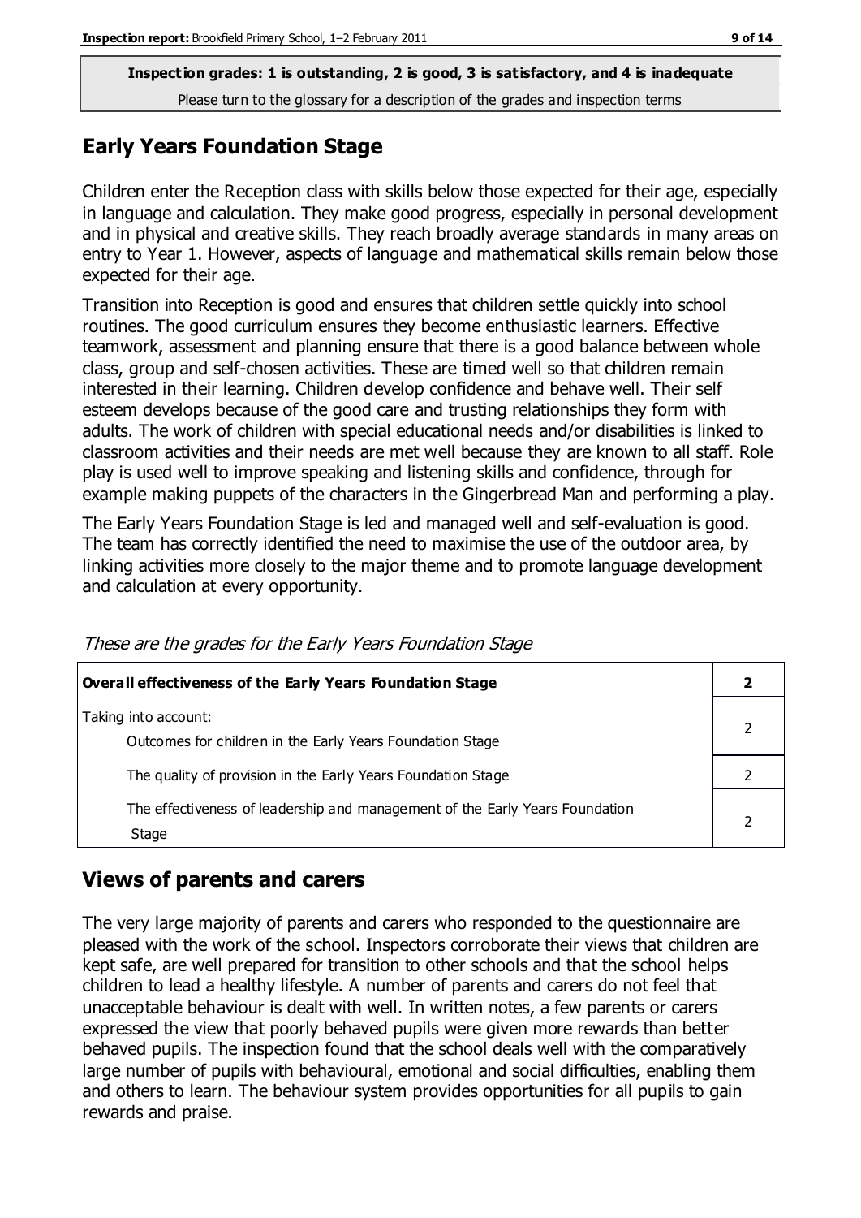**Inspection grades: 1 is outstanding, 2 is good, 3 is satisfactory, and 4 is inadequate**

Please turn to the glossary for a description of the grades and inspection terms

## Early Years Foundation Stage

Children enter the Reception class with skills below those expected for their age, especially in language and calculation. They make good progress, especially in personal development and in physical and creative skills. They reach broadly average standards in many areas on entry to Year 1. However, aspects of language and mathematical skills remain below those expected for their age.

Transition into Reception is good and ensures that children settle quickly into school routines. The good curriculum ensures they become enthusiastic learners. Effective teamwork, assessment and planning ensure that there is a good balance between whole class, group and self-chosen activities. These are timed well so that children remain interested in their learning. Children develop confidence and behave well. Their self esteem develops because of the good care and trusting relationships they form with adults. The work of children with special educational needs and/or disabilities is linked to classroom activities and their needs are met well because they are known to all staff. Role play is used well to improve speaking and listening skills and confidence, through for example making puppets of the characters in the Gingerbread Man and performing a play.

The Early Years Foundation Stage is led and managed well and self-evaluation is good. The team has correctly identified the need to maximise the use of the outdoor area, by linking activities more closely to the major theme and to promote language development and calculation at every opportunity.

*These are the grades for the Early Years Foundation Stage*

| **Overall effectiveness of the Early Years Foundation Stage** | **2** |
|---|---|
| Taking into account:<br>Outcomes for children in the Early Years Foundation Stage | 2 |
| The quality of provision in the Early Years Foundation Stage | 2 |
| The effectiveness of leadership and management of the Early Years Foundation Stage | 2 |

## Views of parents and carers

The very large majority of parents and carers who responded to the questionnaire are pleased with the work of the school. Inspectors corroborate their views that children are kept safe, are well prepared for transition to other schools and that the school helps children to lead a healthy lifestyle. A number of parents and carers do not feel that unacceptable behaviour is dealt with well. In written notes, a few parents or carers expressed the view that poorly behaved pupils were given more rewards than better behaved pupils. The inspection found that the school deals well with the comparatively large number of pupils with behavioural, emotional and social difficulties, enabling them and others to learn. The behaviour system provides opportunities for all pupils to gain rewards and praise.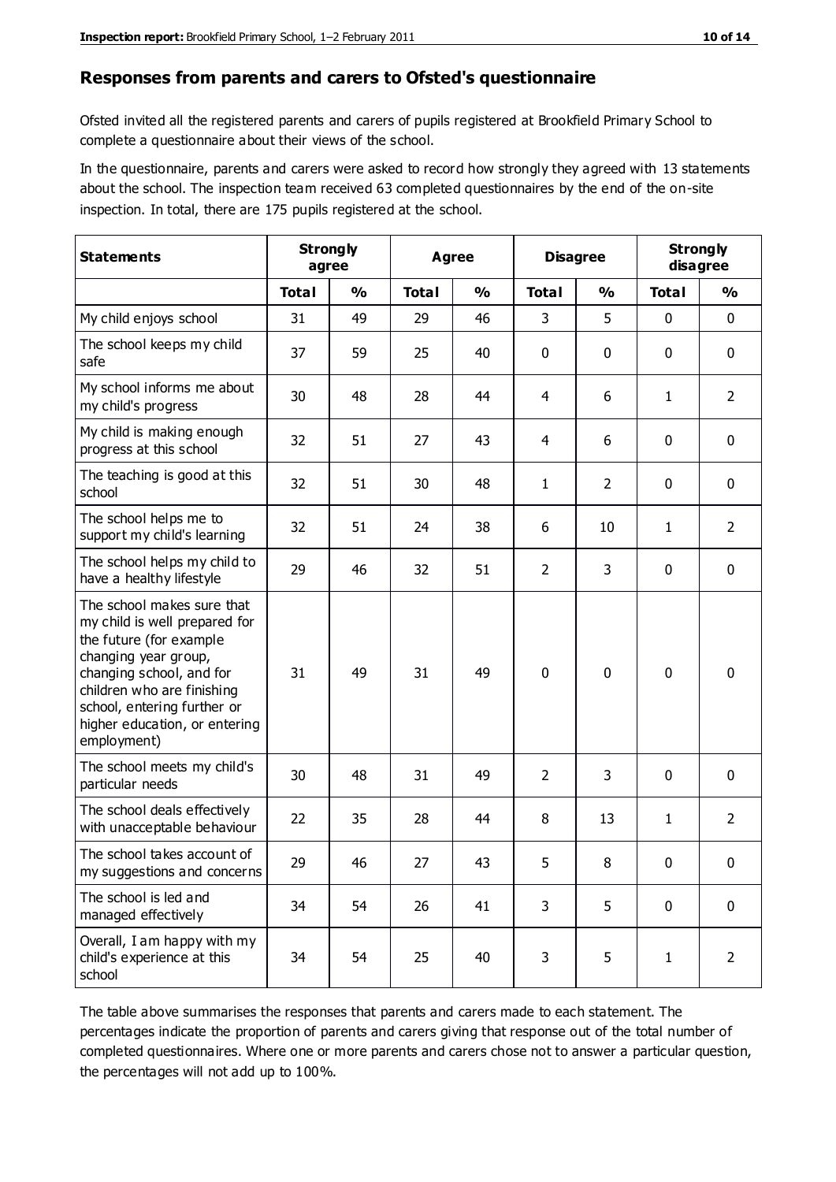## Responses from parents and carers to Ofsted's questionnaire

Ofsted invited all the registered parents and carers of pupils registered at Brookfield Primary School to complete a questionnaire about their views of the school.

In the questionnaire, parents and carers were asked to record how strongly they agreed with 13 statements about the school. The inspection team received 63 completed questionnaires by the end of the on-site inspection. In total, there are 175 pupils registered at the school.

| Statements | Strongly agree | | Agree | | Disagree | | Strongly disagree | |
|---|---|---|---|---|---|---|---|---|
| | Total | % | Total | % | Total | % | Total | % |
| My child enjoys school | 31 | 49 | 29 | 46 | 3 | 5 | 0 | 0 |
| The school keeps my child safe | 37 | 59 | 25 | 40 | 0 | 0 | 0 | 0 |
| My school informs me about my child's progress | 30 | 48 | 28 | 44 | 4 | 6 | 1 | 2 |
| My child is making enough progress at this school | 32 | 51 | 27 | 43 | 4 | 6 | 0 | 0 |
| The teaching is good at this school | 32 | 51 | 30 | 48 | 1 | 2 | 0 | 0 |
| The school helps me to support my child's learning | 32 | 51 | 24 | 38 | 6 | 10 | 1 | 2 |
| The school helps my child to have a healthy lifestyle | 29 | 46 | 32 | 51 | 2 | 3 | 0 | 0 |
| The school makes sure that my child is well prepared for the future (for example changing year group, changing school, and for children who are finishing school, entering further or higher education, or entering employment) | 31 | 49 | 31 | 49 | 0 | 0 | 0 | 0 |
| The school meets my child's particular needs | 30 | 48 | 31 | 49 | 2 | 3 | 0 | 0 |
| The school deals effectively with unacceptable behaviour | 22 | 35 | 28 | 44 | 8 | 13 | 1 | 2 |
| The school takes account of my suggestions and concerns | 29 | 46 | 27 | 43 | 5 | 8 | 0 | 0 |
| The school is led and managed effectively | 34 | 54 | 26 | 41 | 3 | 5 | 0 | 0 |
| Overall, I am happy with my child's experience at this school | 34 | 54 | 25 | 40 | 3 | 5 | 1 | 2 |

The table above summarises the responses that parents and carers made to each statement. The percentages indicate the proportion of parents and carers giving that response out of the total number of completed questionnaires. Where one or more parents and carers chose not to answer a particular question, the percentages will not add up to 100%.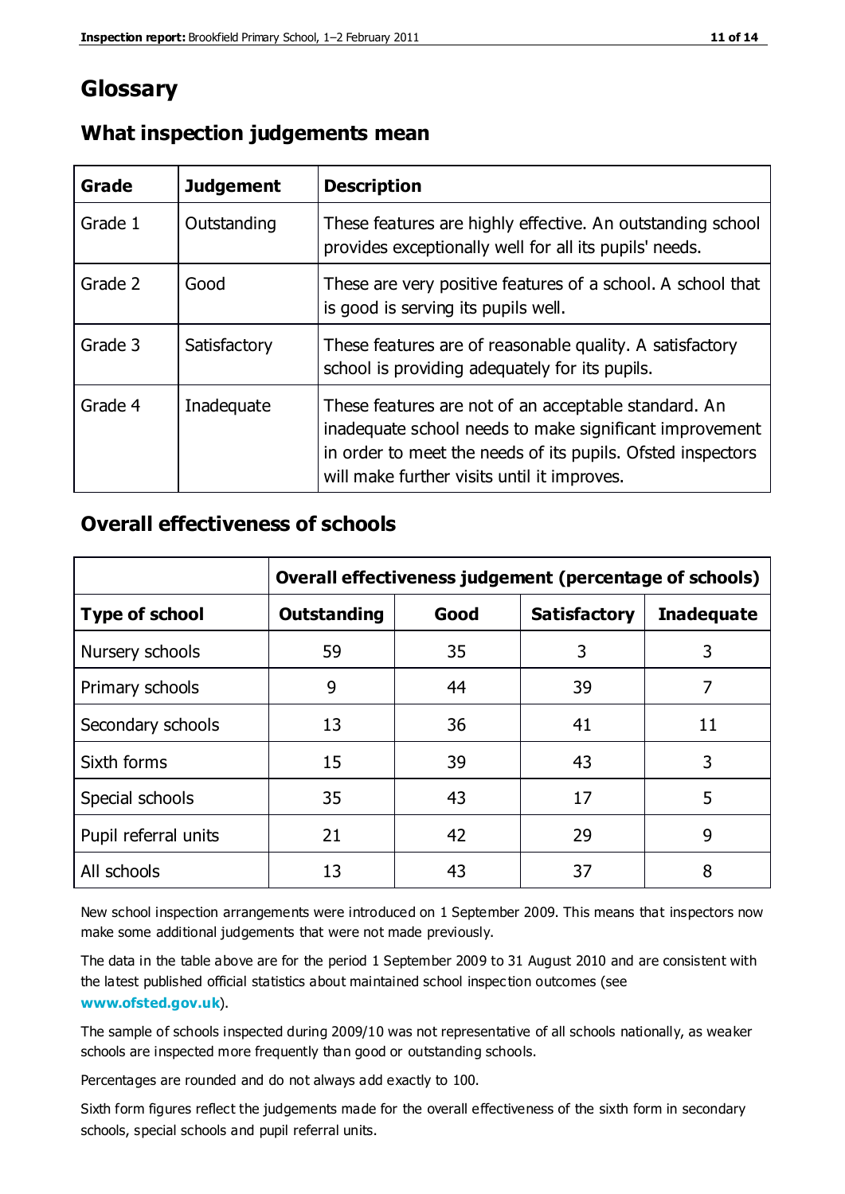# Glossary

## What inspection judgements mean

| Grade | Judgement | Description |
| --- | --- | --- |
| Grade 1 | Outstanding | These features are highly effective. An outstanding school provides exceptionally well for all its pupils' needs. |
| Grade 2 | Good | These are very positive features of a school. A school that is good is serving its pupils well. |
| Grade 3 | Satisfactory | These features are of reasonable quality. A satisfactory school is providing adequately for its pupils. |
| Grade 4 | Inadequate | These features are not of an acceptable standard. An inadequate school needs to make significant improvement in order to meet the needs of its pupils. Ofsted inspectors will make further visits until it improves. |

## Overall effectiveness of schools

| | Overall effectiveness judgement (percentage of schools) | | | |
| --- | --- | --- | --- | --- |
| **Type of school** | **Outstanding** | **Good** | **Satisfactory** | **Inadequate** |
| Nursery schools | 59 | 35 | 3 | 3 |
| Primary schools | 9 | 44 | 39 | 7 |
| Secondary schools | 13 | 36 | 41 | 11 |
| Sixth forms | 15 | 39 | 43 | 3 |
| Special schools | 35 | 43 | 17 | 5 |
| Pupil referral units | 21 | 42 | 29 | 9 |
| All schools | 13 | 43 | 37 | 8 |

New school inspection arrangements were introduced on 1 September 2009. This means that inspectors now make some additional judgements that were not made previously.

The data in the table above are for the period 1 September 2009 to 31 August 2010 and are consistent with the latest published official statistics about maintained school inspection outcomes (see **www.ofsted.gov.uk**).

The sample of schools inspected during 2009/10 was not representative of all schools nationally, as weaker schools are inspected more frequently than good or outstanding schools.

Percentages are rounded and do not always add exactly to 100.

Sixth form figures reflect the judgements made for the overall effectiveness of the sixth form in secondary schools, special schools and pupil referral units.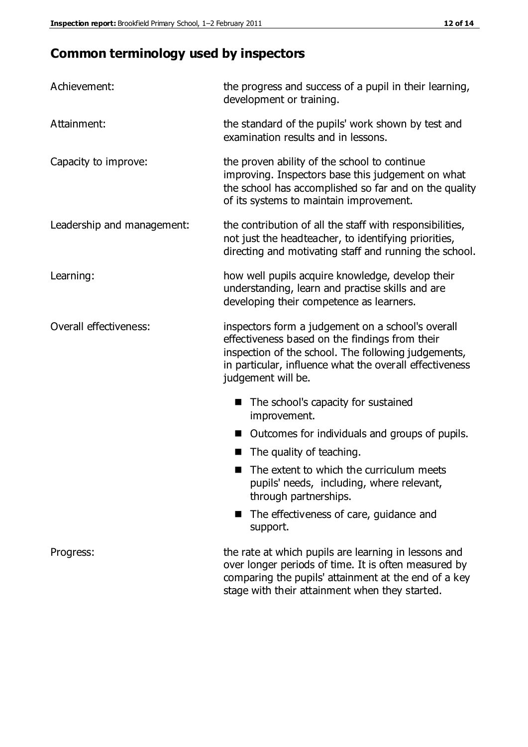## Common terminology used by inspectors

| | |
|---|---|
| Achievement: | the progress and success of a pupil in their learning, development or training. |
| Attainment: | the standard of the pupils' work shown by test and examination results and in lessons. |
| Capacity to improve: | the proven ability of the school to continue improving. Inspectors base this judgement on what the school has accomplished so far and on the quality of its systems to maintain improvement. |
| Leadership and management: | the contribution of all the staff with responsibilities, not just the headteacher, to identifying priorities, directing and motivating staff and running the school. |
| Learning: | how well pupils acquire knowledge, develop their understanding, learn and practise skills and are developing their competence as learners. |
| Overall effectiveness: | inspectors form a judgement on a school's overall effectiveness based on the findings from their inspection of the school. The following judgements, in particular, influence what the overall effectiveness judgement will be. |

- The school's capacity for sustained improvement.
- Outcomes for individuals and groups of pupils.
- The quality of teaching.
- The extent to which the curriculum meets pupils' needs, including, where relevant, through partnerships.
- The effectiveness of care, guidance and support.

| | |
|---|---|
| Progress: | the rate at which pupils are learning in lessons and over longer periods of time. It is often measured by comparing the pupils' attainment at the end of a key stage with their attainment when they started. |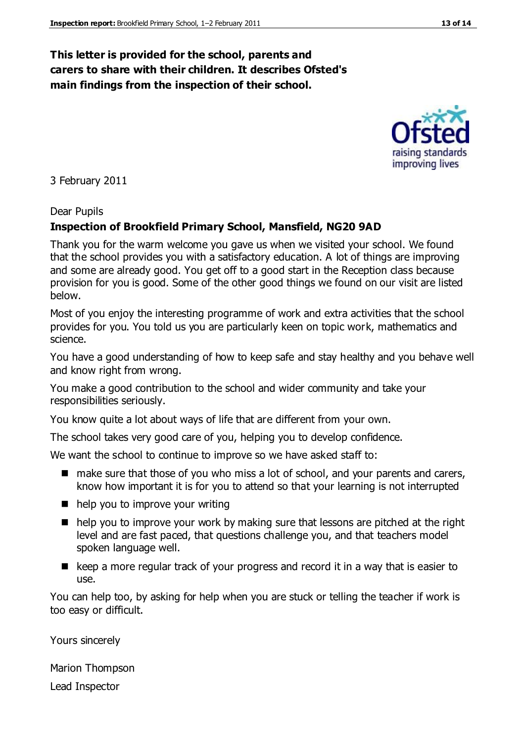**This letter is provided for the school, parents and carers to share with their children. It describes Ofsted's main findings from the inspection of their school.**

3 February 2011

Dear Pupils

**Inspection of Brookfield Primary School, Mansfield, NG20 9AD**

Thank you for the warm welcome you gave us when we visited your school. We found that the school provides you with a satisfactory education. A lot of things are improving and some are already good. You get off to a good start in the Reception class because provision for you is good. Some of the other good things we found on our visit are listed below.

Most of you enjoy the interesting programme of work and extra activities that the school provides for you. You told us you are particularly keen on topic work, mathematics and science.

You have a good understanding of how to keep safe and stay healthy and you behave well and know right from wrong.

You make a good contribution to the school and wider community and take your responsibilities seriously.

You know quite a lot about ways of life that are different from your own.

The school takes very good care of you, helping you to develop confidence.

We want the school to continue to improve so we have asked staff to:

- make sure that those of you who miss a lot of school, and your parents and carers, know how important it is for you to attend so that your learning is not interrupted
- help you to improve your writing
- help you to improve your work by making sure that lessons are pitched at the right level and are fast paced, that questions challenge you, and that teachers model spoken language well.
- keep a more regular track of your progress and record it in a way that is easier to use.

You can help too, by asking for help when you are stuck or telling the teacher if work is too easy or difficult.

Yours sincerely

Marion Thompson

Lead Inspector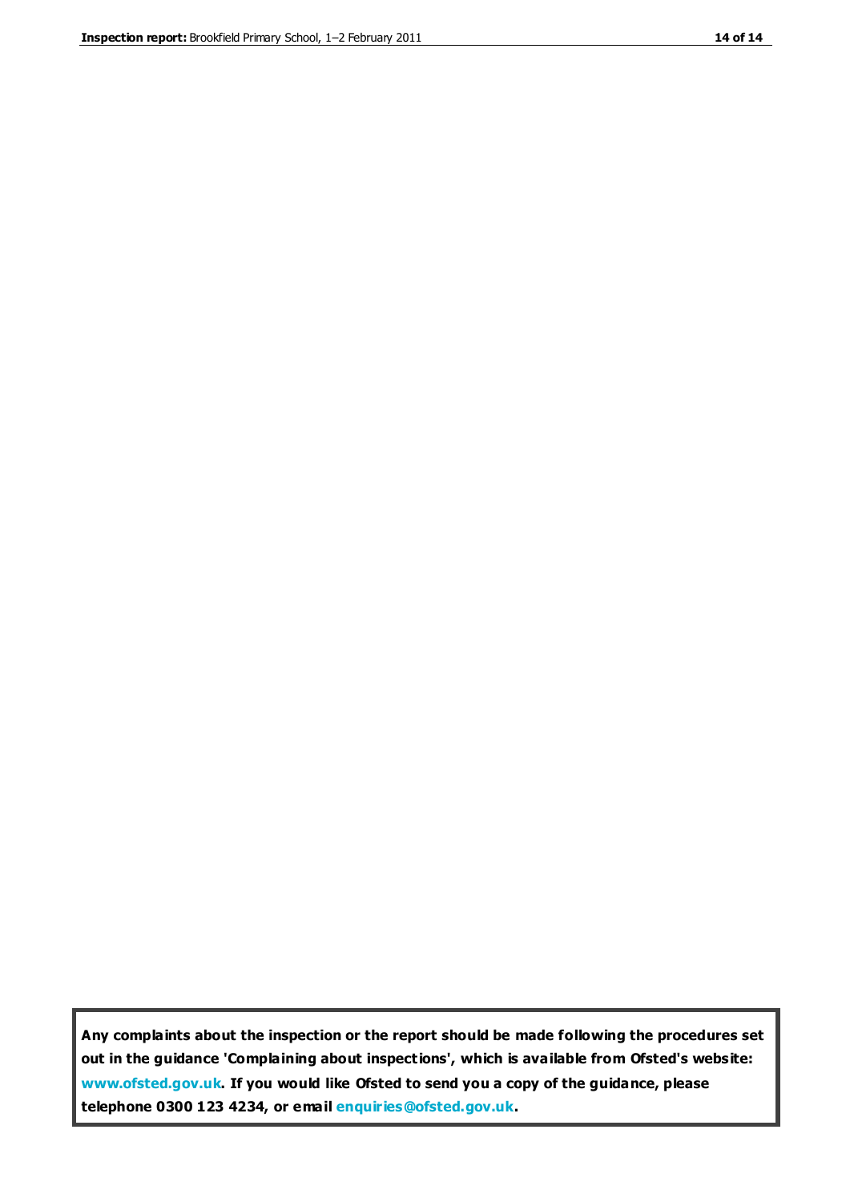**Any complaints about the inspection or the report should be made following the procedures set out in the guidance 'Complaining about inspections', which is available from Ofsted's website: www.ofsted.gov.uk. If you would like Ofsted to send you a copy of the guidance, please telephone 0300 123 4234, or email enquiries@ofsted.gov.uk.**